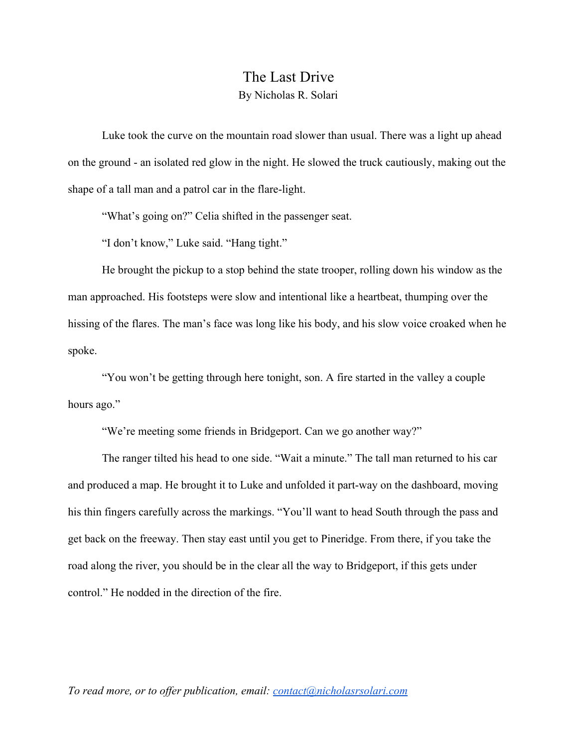# The Last Drive

By Nicholas R. Solari

Luke took the curve on the mountain road slower than usual. There was a light up ahead on the ground - an isolated red glow in the night. He slowed the truck cautiously, making out the shape of a tall man and a patrol car in the flare-light.

"What's going on?" Celia shifted in the passenger seat.

"I don't know," Luke said. "Hang tight."

He brought the pickup to a stop behind the state trooper, rolling down his window as the man approached. His footsteps were slow and intentional like a heartbeat, thumping over the hissing of the flares. The man's face was long like his body, and his slow voice croaked when he spoke.

"You won't be getting through here tonight, son. A fire started in the valley a couple hours ago."

"We're meeting some friends in Bridgeport. Can we go another way?"

The ranger tilted his head to one side. "Wait a minute." The tall man returned to his car and produced a map. He brought it to Luke and unfolded it part-way on the dashboard, moving his thin fingers carefully across the markings. "You'll want to head South through the pass and get back on the freeway. Then stay east until you get to Pineridge. From there, if you take the road along the river, you should be in the clear all the way to Bridgeport, if this gets under control." He nodded in the direction of the fire.

*To read more, or to offer publication, email: contact@nicholasrsolari.com*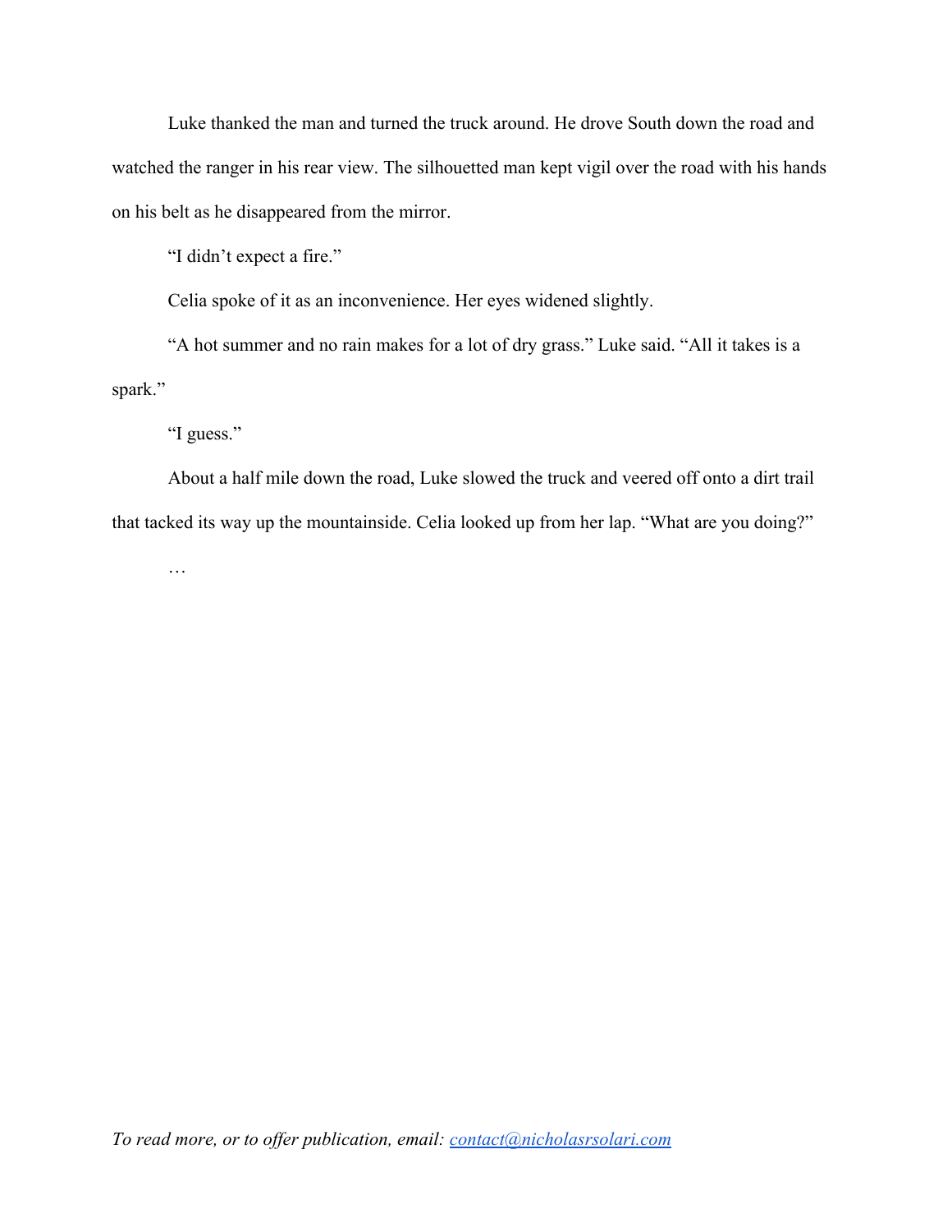Luke thanked the man and turned the truck around. He drove South down the road and watched the ranger in his rear view. The silhouetted man kept vigil over the road with his hands on his belt as he disappeared from the mirror.

"I didn't expect a fire."

Celia spoke of it as an inconvenience. Her eyes widened slightly.

"A hot summer and no rain makes for a lot of dry grass." Luke said. "All it takes is a spark."

"I guess."

About a half mile down the road, Luke slowed the truck and veered off onto a dirt trail that tacked its way up the mountainside. Celia looked up from her lap. "What are you doing?"

…

*To read more, or to offer publication, email: [contact@nicholasrsolari.com](mailto:contact@nicholasrsolari.com)*